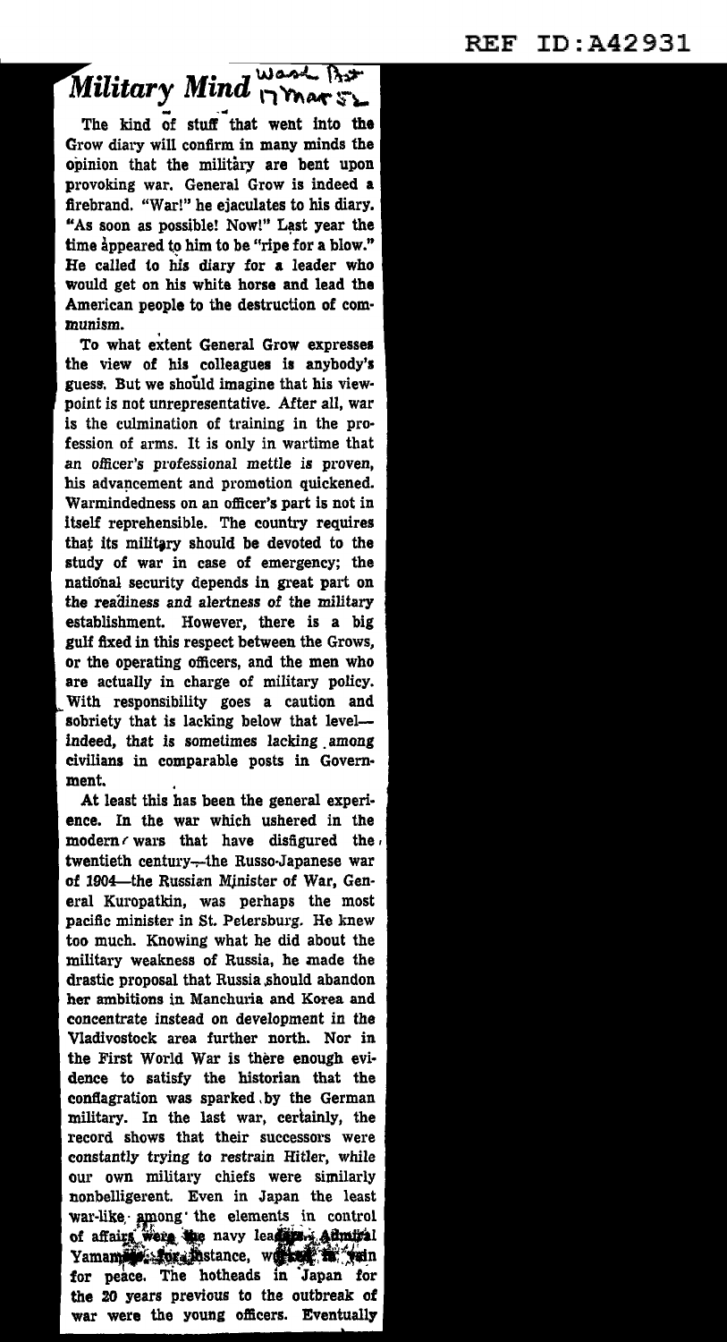# Military Mind

Wash Post 17 Mar 52

The kind of stuff that went into the Grow diary will confirm in many minds the opinion that the military are bent upon provoking war. General Grow is indeed a firebrand. "War!" he ejaculates to his diary. "As soon as possible! Now!" Last year the time appeared to him to be "ripe for a blow." He called to his diary for a leader who would get on his white horse and lead the American people to the destruction of communism.

To what extent General Grow expresses the view of his colleagues is anybody's guess. But we should imagine that his viewpoint is not unrepresentative. After all, war is the culmination of training in the profession of arms. It is only in wartime that an officer's professional mettle is proven, his advancement and promotion quickened. Warmindedness on an officer's part is not in itself reprehensible. The country requires that its military should be devoted to the study of war in case of emergency; the national security depends in great part on the readiness and alertness of the military establishment. However, there is a big gulf fixed in this respect between the Grows, or the operating officers, and the men who are actually in charge of military policy. With responsibility goes a caution and sobriety that is lacking below that level—indeed, that is sometimes lacking among civilians in comparable posts in Government.

At least this has been the general experience. In the war which ushered in the modern wars that have disfigured the twentieth century—the Russo-Japanese war of 1904—the Russian Minister of War, General Kuropatkin, was perhaps the most pacific minister in St. Petersburg. He knew too much. Knowing what he did about the military weakness of Russia, he made the drastic proposal that Russia should abandon her ambitions in Manchuria and Korea and concentrate instead on development in the Vladivostock area further north. Nor in the First World War is there enough evidence to satisfy the historian that the conflagration was sparked by the German military. In the last war, certainly, the record shows that their successors were constantly trying to restrain Hitler, while our own military chiefs were similarly nonbelligerent. Even in Japan the least war-like among the elements in control of affairs were the navy leaders. Admiral Yamamoto, for instance, worked in vain for peace. The hotheads in Japan for the 20 years previous to the outbreak of war were the young officers. Eventually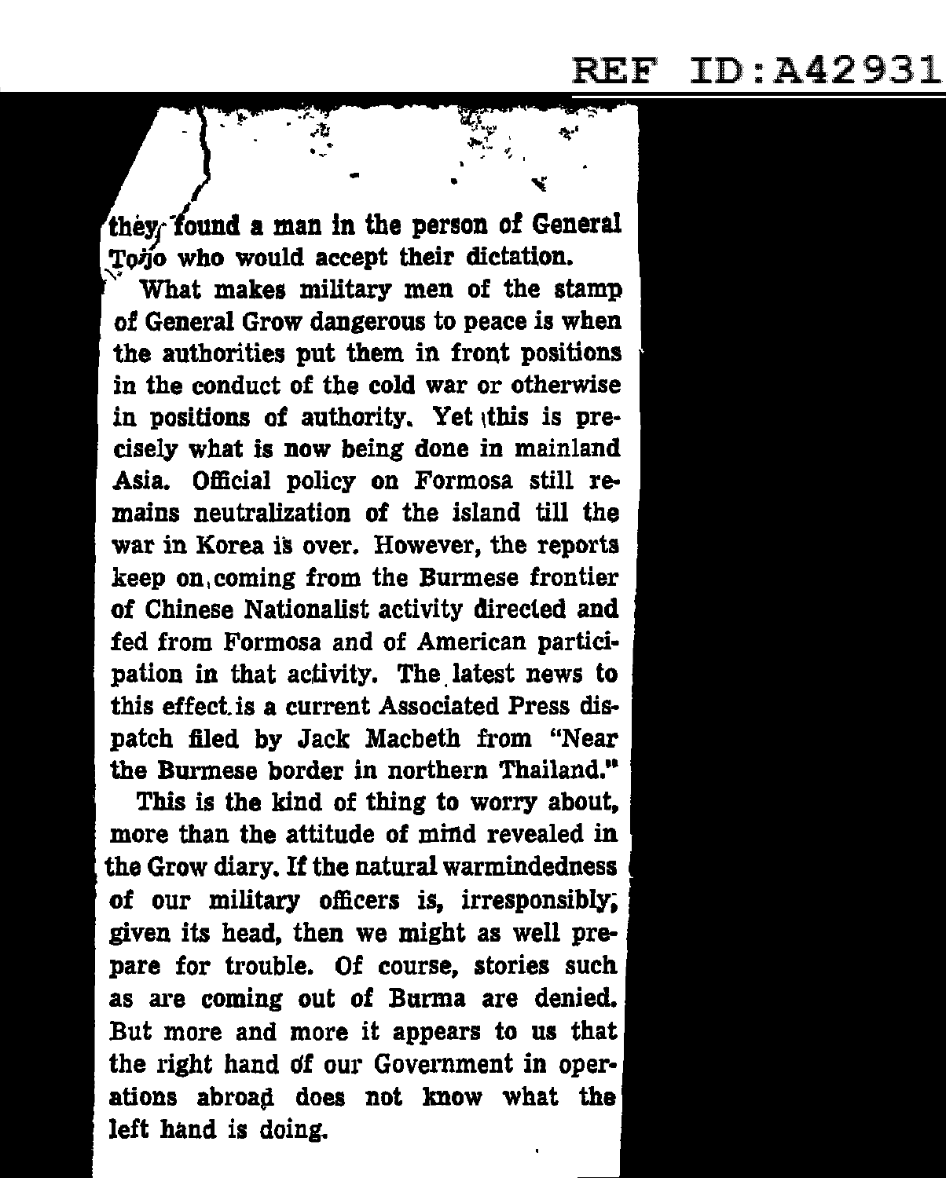they found a man in the person of General Tojo who would accept their dictation.

What makes military men of the stamp of General Grow dangerous to peace is when the authorities put them in front positions in the conduct of the cold war or otherwise in positions of authority. Yet this is precisely what is now being done in mainland Asia. Official policy on Formosa still remains neutralization of the island till the war in Korea is over. However, the reports keep on coming from the Burmese frontier of Chinese Nationalist activity directed and fed from Formosa and of American participation in that activity. The latest news to this effect is a current Associated Press dispatch filed by Jack Macbeth from "Near the Burmese border in northern Thailand."

This is the kind of thing to worry about, more than the attitude of mind revealed in the Grow diary. If the natural warmindedness of our military officers is, irresponsibly, given its head, then we might as well prepare for trouble. Of course, stories such as are coming out of Burma are denied. But more and more it appears to us that the right hand of our Government in operations abroad does not know what the left hand is doing.